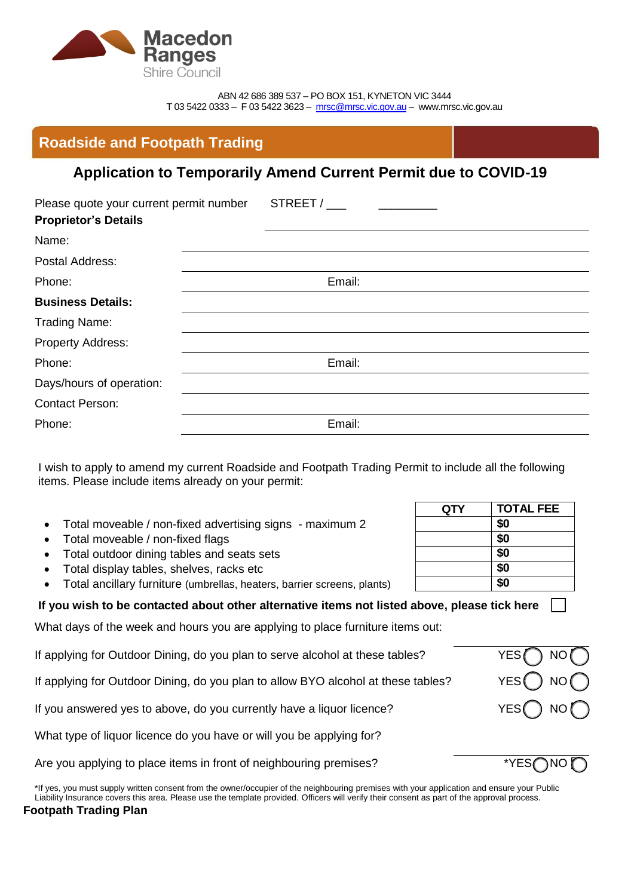Macedon Ranges Shire Council

ABN 42 686 389 537 – PO BOX 151, KYNETON VIC 3444
T 03 5422 0333 – F 03 5422 3623 – mrsc@mrsc.vic.gov.au – www.mrsc.vic.gov.au

## Roadside and Footpath Trading

### Application to Temporarily Amend Current Permit due to COVID-19

Please quote your current permit number STREET / ___ _________

**Proprietor's Details**

Name: ____________________

Postal Address: ____________________

Phone: ____________________ Email: ____________________

**Business Details:**

Trading Name: ____________________

Property Address: ____________________

Phone: ____________________ Email: ____________________

Days/hours of operation: ____________________

Contact Person: ____________________

Phone: ____________________ Email: ____________________

I wish to apply to amend my current Roadside and Footpath Trading Permit to include all the following items. Please include items already on your permit:

| Item | QTY | TOTAL FEE |
|---|---|---|
| Total moveable / non-fixed advertising signs - maximum 2 | | **$0** |
| Total moveable / non-fixed flags | | **$0** |
| Total outdoor dining tables and seats sets | | **$0** |
| Total display tables, shelves, racks etc | | **$0** |
| Total ancillary furniture (umbrellas, heaters, barrier screens, plants) | | **$0** |

**If you wish to be contacted about other alternative items not listed above, please tick here** ☐

What days of the week and hours you are applying to place furniture items out: ____________________

If applying for Outdoor Dining, do you plan to serve alcohol at these tables? YES ◯ NO ◯

If applying for Outdoor Dining, do you plan to allow BYO alcohol at these tables? YES ◯ NO ◯

If you answered yes to above, do you currently have a liquor licence? YES ◯ NO ◯

What type of liquor licence do you have or will you be applying for? ____________________

Are you applying to place items in front of neighbouring premises? *YES ◯ NO ◯

*If yes, you must supply written consent from the owner/occupier of the neighbouring premises with your application and ensure your Public Liability Insurance covers this area. Please use the template provided. Officers will verify their consent as part of the approval process.

**Footpath Trading Plan**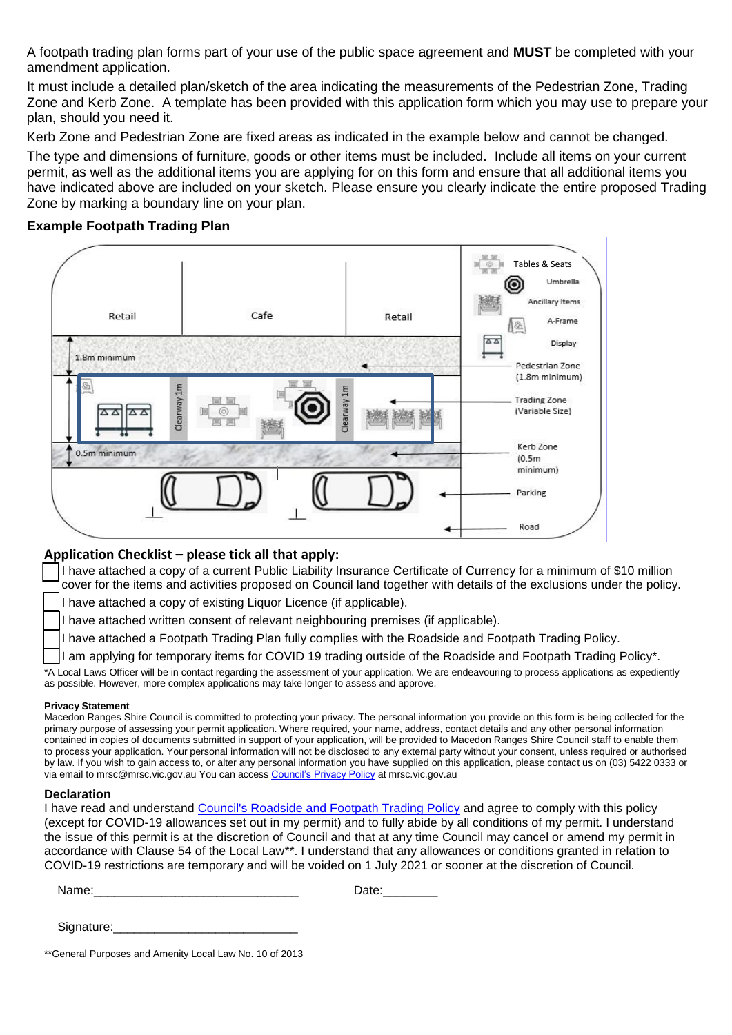A footpath trading plan forms part of your use of the public space agreement and **MUST** be completed with your amendment application.

It must include a detailed plan/sketch of the area indicating the measurements of the Pedestrian Zone, Trading Zone and Kerb Zone. A template has been provided with this application form which you may use to prepare your plan, should you need it.

Kerb Zone and Pedestrian Zone are fixed areas as indicated in the example below and cannot be changed.

The type and dimensions of furniture, goods or other items must be included. Include all items on your current permit, as well as the additional items you are applying for on this form and ensure that all additional items you have indicated above are included on your sketch. Please ensure you clearly indicate the entire proposed Trading Zone by marking a boundary line on your plan.

**Example Footpath Trading Plan**

Retail
Cafe
Retail
1.8m minimum
Clearway 1m
Clearway 1m
0.5m minimum
Tables & Seats
Umbrella
Ancillary Items
A-Frame
Display
Pedestrian Zone (1.8m minimum)
Trading Zone (Variable Size)
Kerb Zone (0.5m minimum)
Parking
Road

## Application Checklist – please tick all that apply:

- ☐ I have attached a copy of a current Public Liability Insurance Certificate of Currency for a minimum of $10 million cover for the items and activities proposed on Council land together with details of the exclusions under the policy.
- ☐ I have attached a copy of existing Liquor Licence (if applicable).
- ☐ I have attached written consent of relevant neighbouring premises (if applicable).
- ☐ I have attached a Footpath Trading Plan fully complies with the Roadside and Footpath Trading Policy.
- ☐ I am applying for temporary items for COVID 19 trading outside of the Roadside and Footpath Trading Policy*.

*A Local Laws Officer will be in contact regarding the assessment of your application. We are endeavouring to process applications as expediently as possible. However, more complex applications may take longer to assess and approve.

**Privacy Statement**

Macedon Ranges Shire Council is committed to protecting your privacy. The personal information you provide on this form is being collected for the primary purpose of assessing your permit application. Where required, your name, address, contact details and any other personal information contained in copies of documents submitted in support of your application, will be provided to Macedon Ranges Shire Council staff to enable them to process your application. Your personal information will not be disclosed to any external party without your consent, unless required or authorised by law. If you wish to gain access to, or alter any personal information you have supplied on this application, please contact us on (03) 5422 0333 or via email to mrsc@mrsc.vic.gov.au You can access Council's Privacy Policy at mrsc.vic.gov.au

### Declaration

I have read and understand Council's Roadside and Footpath Trading Policy and agree to comply with this policy (except for COVID-19 allowances set out in my permit) and to fully abide by all conditions of my permit. I understand the issue of this permit is at the discretion of Council and that at any time Council may cancel or amend my permit in accordance with Clause 54 of the Local Law**. I understand that any allowances or conditions granted in relation to COVID-19 restrictions are temporary and will be voided on 1 July 2021 or sooner at the discretion of Council.

Name:______________________________ Date:________

Signature:___________________________

**General Purposes and Amenity Local Law No. 10 of 2013